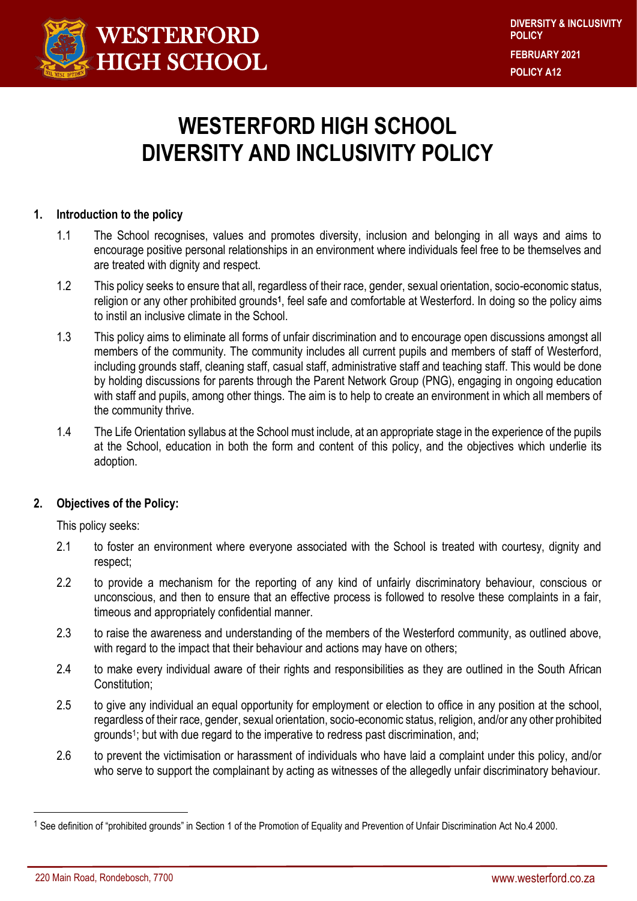# WESTERFORD HIGH SCHOOL DIVERSITY AND INCLUSIVITY POLICY

## 1. Introduction to the policy

1.1 The School recognises, values and promotes diversity, inclusion and belonging in all ways and aims to encourage positive personal relationships in an environment where individuals feel free to be themselves and are treated with dignity and respect.

1.2 This policy seeks to ensure that all, regardless of their race, gender, sexual orientation, socio-economic status, religion or any other prohibited grounds[1], feel safe and comfortable at Westerford. In doing so the policy aims to instil an inclusive climate in the School.

1.3 This policy aims to eliminate all forms of unfair discrimination and to encourage open discussions amongst all members of the community. The community includes all current pupils and members of staff of Westerford, including grounds staff, cleaning staff, casual staff, administrative staff and teaching staff. This would be done by holding discussions for parents through the Parent Network Group (PNG), engaging in ongoing education with staff and pupils, among other things. The aim is to help to create an environment in which all members of the community thrive.

1.4 The Life Orientation syllabus at the School must include, at an appropriate stage in the experience of the pupils at the School, education in both the form and content of this policy, and the objectives which underlie its adoption.

## 2. Objectives of the Policy:

This policy seeks:

2.1 to foster an environment where everyone associated with the School is treated with courtesy, dignity and respect;

2.2 to provide a mechanism for the reporting of any kind of unfairly discriminatory behaviour, conscious or unconscious, and then to ensure that an effective process is followed to resolve these complaints in a fair, timeous and appropriately confidential manner.

2.3 to raise the awareness and understanding of the members of the Westerford community, as outlined above, with regard to the impact that their behaviour and actions may have on others;

2.4 to make every individual aware of their rights and responsibilities as they are outlined in the South African Constitution;

2.5 to give any individual an equal opportunity for employment or election to office in any position at the school, regardless of their race, gender, sexual orientation, socio-economic status, religion, and/or any other prohibited grounds[1]; but with due regard to the imperative to redress past discrimination, and;

2.6 to prevent the victimisation or harassment of individuals who have laid a complaint under this policy, and/or who serve to support the complainant by acting as witnesses of the allegedly unfair discriminatory behaviour.

---

[1] See definition of "prohibited grounds" in Section 1 of the Promotion of Equality and Prevention of Unfair Discrimination Act No.4 2000.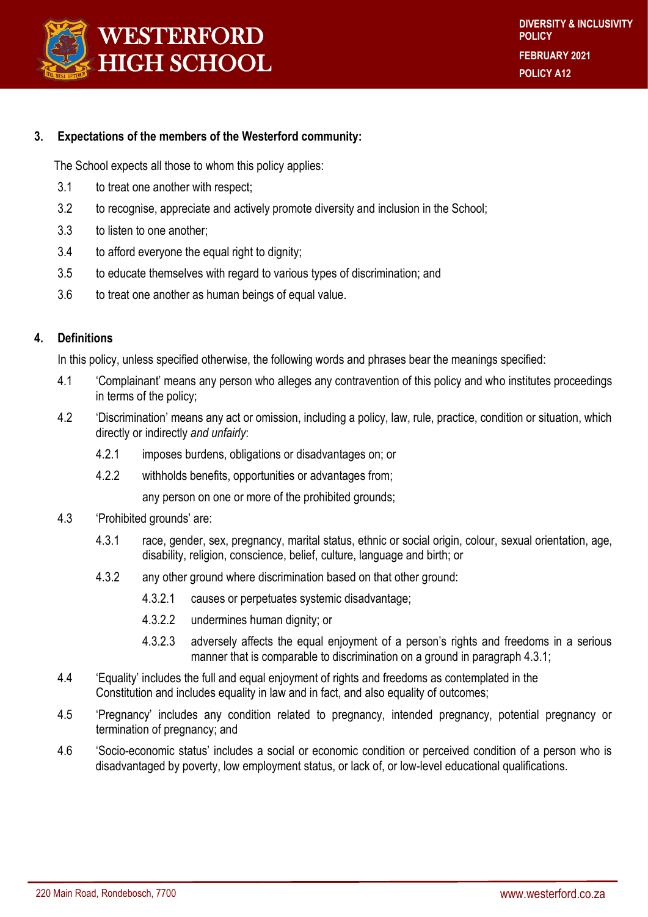## 3. Expectations of the members of the Westerford community:

The School expects all those to whom this policy applies:

3.1 to treat one another with respect;

3.2 to recognise, appreciate and actively promote diversity and inclusion in the School;

3.3 to listen to one another;

3.4 to afford everyone the equal right to dignity;

3.5 to educate themselves with regard to various types of discrimination; and

3.6 to treat one another as human beings of equal value.

## 4. Definitions

In this policy, unless specified otherwise, the following words and phrases bear the meanings specified:

4.1 'Complainant' means any person who alleges any contravention of this policy and who institutes proceedings in terms of the policy;

4.2 'Discrimination' means any act or omission, including a policy, law, rule, practice, condition or situation, which directly or indirectly *and unfairly*:

4.2.1 imposes burdens, obligations or disadvantages on; or

4.2.2 withholds benefits, opportunities or advantages from;

any person on one or more of the prohibited grounds;

4.3 'Prohibited grounds' are:

4.3.1 race, gender, sex, pregnancy, marital status, ethnic or social origin, colour, sexual orientation, age, disability, religion, conscience, belief, culture, language and birth; or

4.3.2 any other ground where discrimination based on that other ground:

4.3.2.1 causes or perpetuates systemic disadvantage;

4.3.2.2 undermines human dignity; or

4.3.2.3 adversely affects the equal enjoyment of a person's rights and freedoms in a serious manner that is comparable to discrimination on a ground in paragraph 4.3.1;

4.4 'Equality' includes the full and equal enjoyment of rights and freedoms as contemplated in the Constitution and includes equality in law and in fact, and also equality of outcomes;

4.5 'Pregnancy' includes any condition related to pregnancy, intended pregnancy, potential pregnancy or termination of pregnancy; and

4.6 'Socio-economic status' includes a social or economic condition or perceived condition of a person who is disadvantaged by poverty, low employment status, or lack of, or low-level educational qualifications.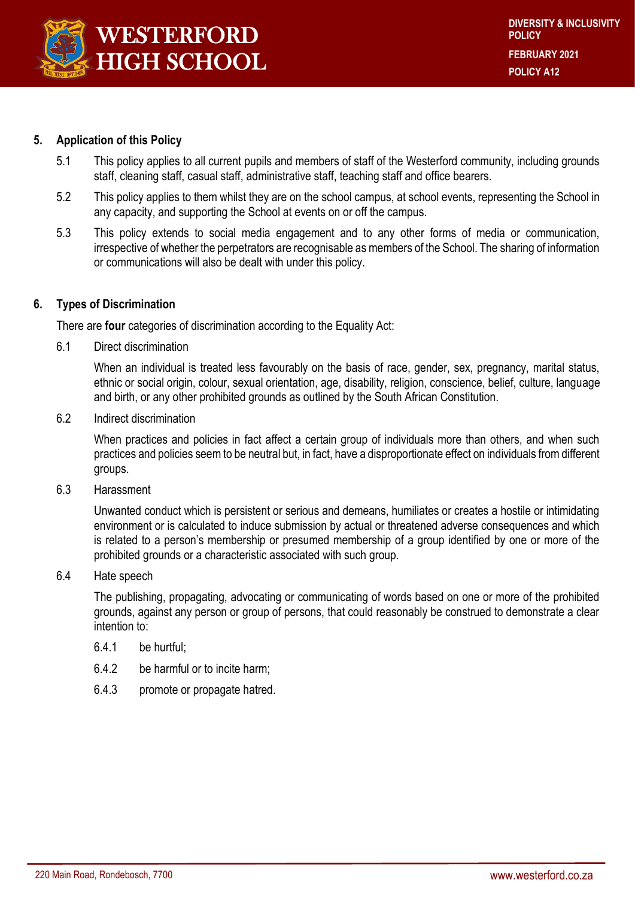## 5. Application of this Policy

5.1 This policy applies to all current pupils and members of staff of the Westerford community, including grounds staff, cleaning staff, casual staff, administrative staff, teaching staff and office bearers.

5.2 This policy applies to them whilst they are on the school campus, at school events, representing the School in any capacity, and supporting the School at events on or off the campus.

5.3 This policy extends to social media engagement and to any other forms of media or communication, irrespective of whether the perpetrators are recognisable as members of the School. The sharing of information or communications will also be dealt with under this policy.

## 6. Types of Discrimination

There are **four** categories of discrimination according to the Equality Act:

6.1 Direct discrimination

When an individual is treated less favourably on the basis of race, gender, sex, pregnancy, marital status, ethnic or social origin, colour, sexual orientation, age, disability, religion, conscience, belief, culture, language and birth, or any other prohibited grounds as outlined by the South African Constitution.

6.2 Indirect discrimination

When practices and policies in fact affect a certain group of individuals more than others, and when such practices and policies seem to be neutral but, in fact, have a disproportionate effect on individuals from different groups.

6.3 Harassment

Unwanted conduct which is persistent or serious and demeans, humiliates or creates a hostile or intimidating environment or is calculated to induce submission by actual or threatened adverse consequences and which is related to a person's membership or presumed membership of a group identified by one or more of the prohibited grounds or a characteristic associated with such group.

6.4 Hate speech

The publishing, propagating, advocating or communicating of words based on one or more of the prohibited grounds, against any person or group of persons, that could reasonably be construed to demonstrate a clear intention to:

6.4.1 be hurtful;

6.4.2 be harmful or to incite harm;

6.4.3 promote or propagate hatred.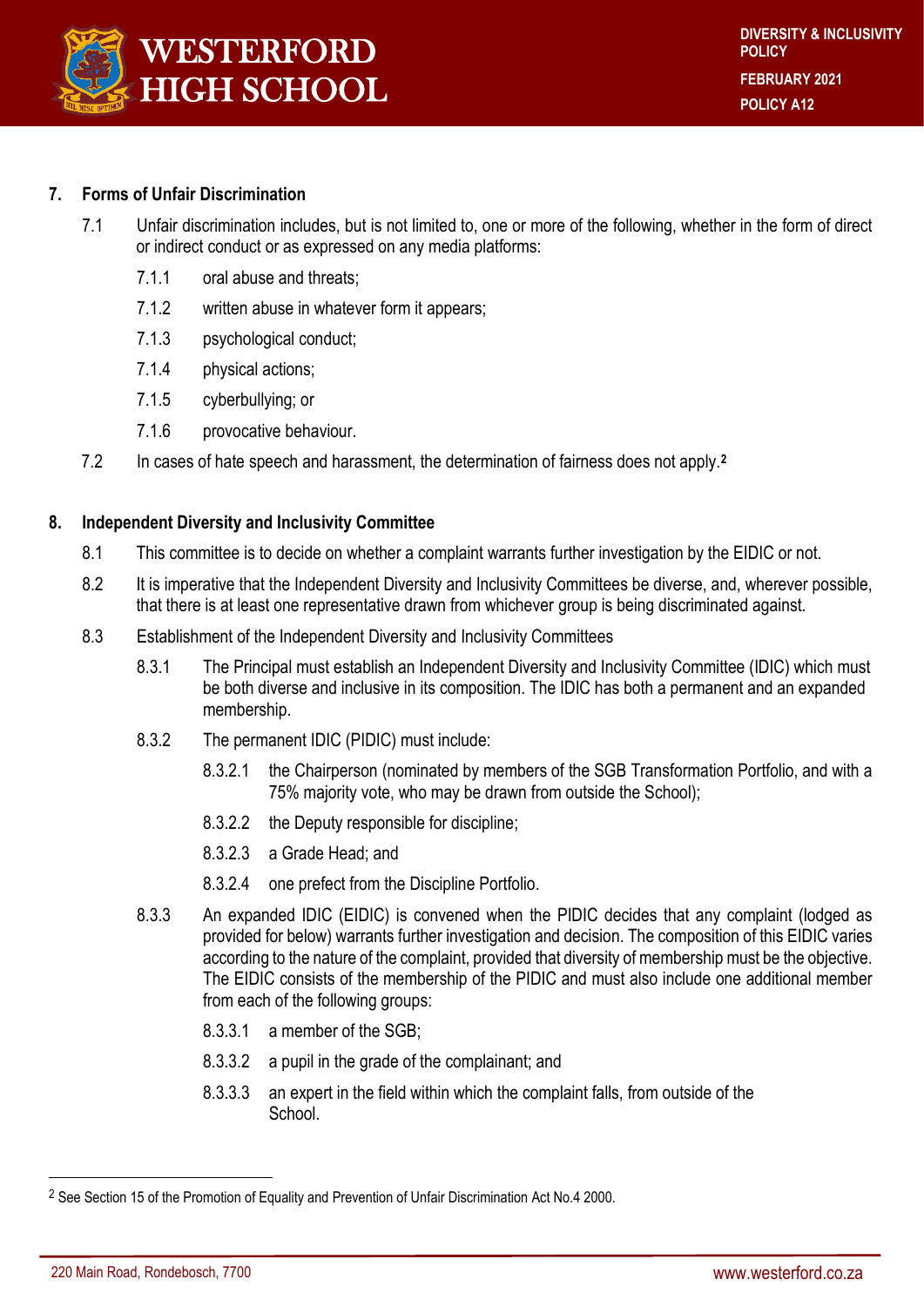## 7. Forms of Unfair Discrimination

7.1 Unfair discrimination includes, but is not limited to, one or more of the following, whether in the form of direct or indirect conduct or as expressed on any media platforms:

- 7.1.1 oral abuse and threats;
- 7.1.2 written abuse in whatever form it appears;
- 7.1.3 psychological conduct;
- 7.1.4 physical actions;
- 7.1.5 cyberbullying; or
- 7.1.6 provocative behaviour.

7.2 In cases of hate speech and harassment, the determination of fairness does not apply.[2]

## 8. Independent Diversity and Inclusivity Committee

8.1 This committee is to decide on whether a complaint warrants further investigation by the EIDIC or not.

8.2 It is imperative that the Independent Diversity and Inclusivity Committees be diverse, and, wherever possible, that there is at least one representative drawn from whichever group is being discriminated against.

8.3 Establishment of the Independent Diversity and Inclusivity Committees

8.3.1 The Principal must establish an Independent Diversity and Inclusivity Committee (IDIC) which must be both diverse and inclusive in its composition. The IDIC has both a permanent and an expanded membership.

8.3.2 The permanent IDIC (PIDIC) must include:

- 8.3.2.1 the Chairperson (nominated by members of the SGB Transformation Portfolio, and with a 75% majority vote, who may be drawn from outside the School);
- 8.3.2.2 the Deputy responsible for discipline;
- 8.3.2.3 a Grade Head; and
- 8.3.2.4 one prefect from the Discipline Portfolio.

8.3.3 An expanded IDIC (EIDIC) is convened when the PIDIC decides that any complaint (lodged as provided for below) warrants further investigation and decision. The composition of this EIDIC varies according to the nature of the complaint, provided that diversity of membership must be the objective. The EIDIC consists of the membership of the PIDIC and must also include one additional member from each of the following groups:

- 8.3.3.1 a member of the SGB;
- 8.3.3.2 a pupil in the grade of the complainant; and
- 8.3.3.3 an expert in the field within which the complaint falls, from outside of the School.

---

[2] See Section 15 of the Promotion of Equality and Prevention of Unfair Discrimination Act No.4 2000.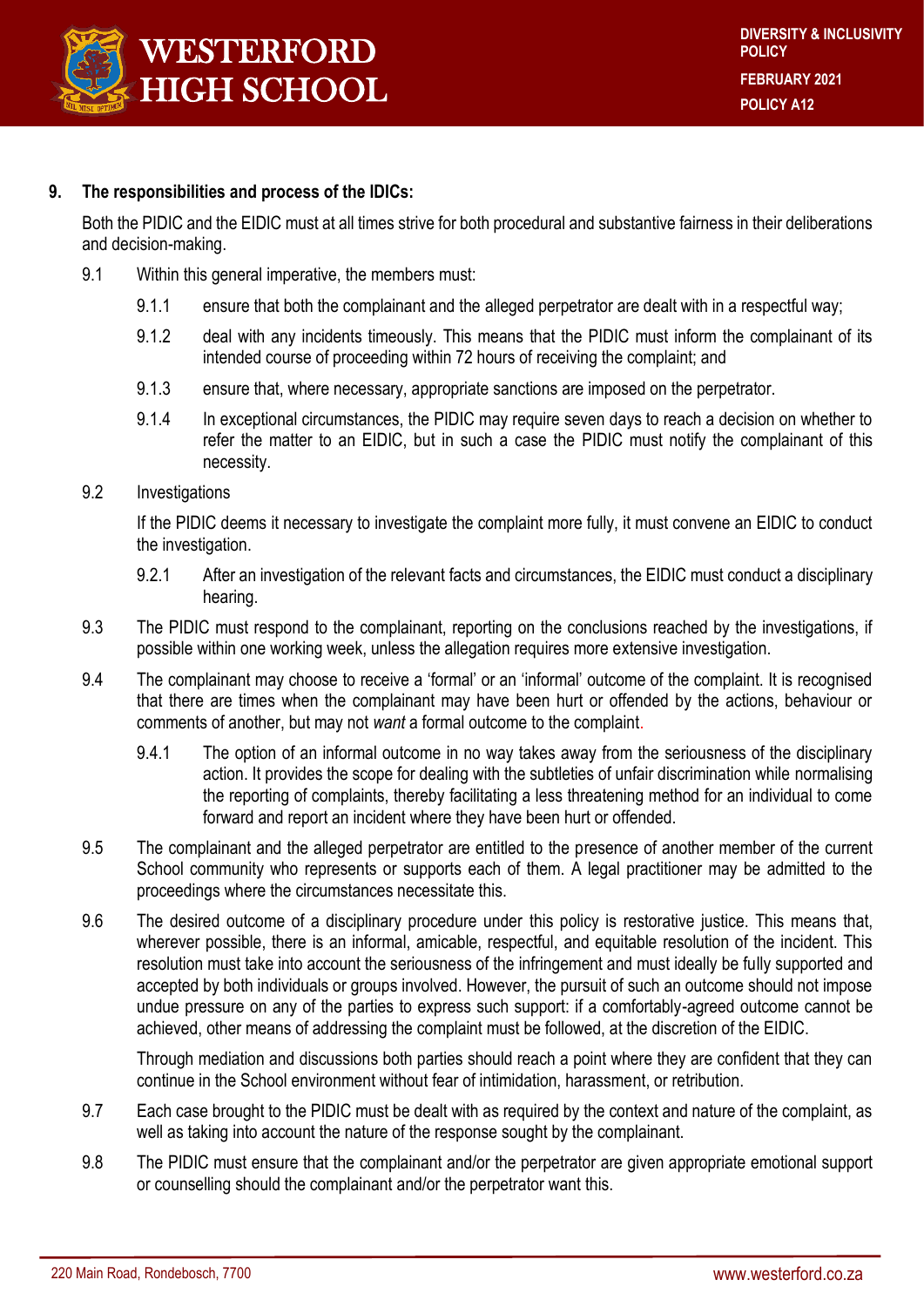## 9. The responsibilities and process of the IDICs:

Both the PIDIC and the EIDIC must at all times strive for both procedural and substantive fairness in their deliberations and decision-making.

9.1 Within this general imperative, the members must:

- 9.1.1 ensure that both the complainant and the alleged perpetrator are dealt with in a respectful way;
- 9.1.2 deal with any incidents timeously. This means that the PIDIC must inform the complainant of its intended course of proceeding within 72 hours of receiving the complaint; and
- 9.1.3 ensure that, where necessary, appropriate sanctions are imposed on the perpetrator.
- 9.1.4 In exceptional circumstances, the PIDIC may require seven days to reach a decision on whether to refer the matter to an EIDIC, but in such a case the PIDIC must notify the complainant of this necessity.

9.2 Investigations

If the PIDIC deems it necessary to investigate the complaint more fully, it must convene an EIDIC to conduct the investigation.

- 9.2.1 After an investigation of the relevant facts and circumstances, the EIDIC must conduct a disciplinary hearing.

9.3 The PIDIC must respond to the complainant, reporting on the conclusions reached by the investigations, if possible within one working week, unless the allegation requires more extensive investigation.

9.4 The complainant may choose to receive a 'formal' or an 'informal' outcome of the complaint. It is recognised that there are times when the complainant may have been hurt or offended by the actions, behaviour or comments of another, but may not *want* a formal outcome to the complaint.

- 9.4.1 The option of an informal outcome in no way takes away from the seriousness of the disciplinary action. It provides the scope for dealing with the subtleties of unfair discrimination while normalising the reporting of complaints, thereby facilitating a less threatening method for an individual to come forward and report an incident where they have been hurt or offended.

9.5 The complainant and the alleged perpetrator are entitled to the presence of another member of the current School community who represents or supports each of them. A legal practitioner may be admitted to the proceedings where the circumstances necessitate this.

9.6 The desired outcome of a disciplinary procedure under this policy is restorative justice. This means that, wherever possible, there is an informal, amicable, respectful, and equitable resolution of the incident. This resolution must take into account the seriousness of the infringement and must ideally be fully supported and accepted by both individuals or groups involved. However, the pursuit of such an outcome should not impose undue pressure on any of the parties to express such support: if a comfortably-agreed outcome cannot be achieved, other means of addressing the complaint must be followed, at the discretion of the EIDIC.

Through mediation and discussions both parties should reach a point where they are confident that they can continue in the School environment without fear of intimidation, harassment, or retribution.

9.7 Each case brought to the PIDIC must be dealt with as required by the context and nature of the complaint, as well as taking into account the nature of the response sought by the complainant.

9.8 The PIDIC must ensure that the complainant and/or the perpetrator are given appropriate emotional support or counselling should the complainant and/or the perpetrator want this.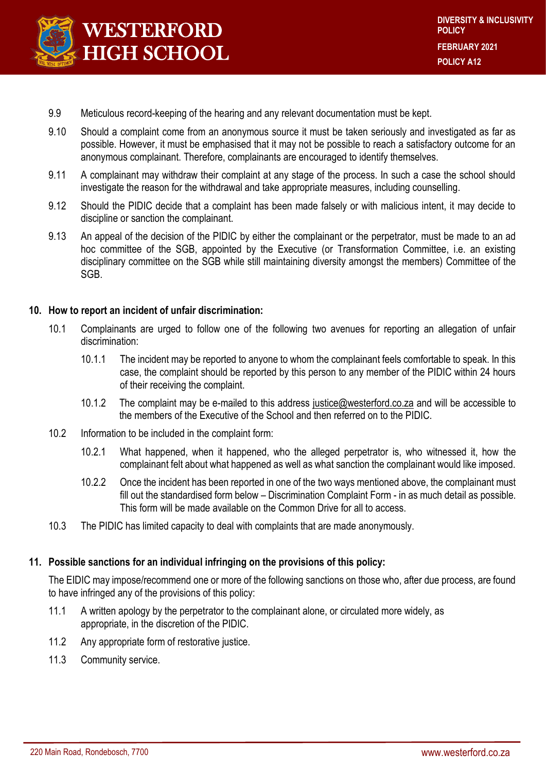9.9 Meticulous record-keeping of the hearing and any relevant documentation must be kept.

9.10 Should a complaint come from an anonymous source it must be taken seriously and investigated as far as possible. However, it must be emphasised that it may not be possible to reach a satisfactory outcome for an anonymous complainant. Therefore, complainants are encouraged to identify themselves.

9.11 A complainant may withdraw their complaint at any stage of the process. In such a case the school should investigate the reason for the withdrawal and take appropriate measures, including counselling.

9.12 Should the PIDIC decide that a complaint has been made falsely or with malicious intent, it may decide to discipline or sanction the complainant.

9.13 An appeal of the decision of the PIDIC by either the complainant or the perpetrator, must be made to an ad hoc committee of the SGB, appointed by the Executive (or Transformation Committee, i.e. an existing disciplinary committee on the SGB while still maintaining diversity amongst the members) Committee of the SGB.

## 10. How to report an incident of unfair discrimination:

10.1 Complainants are urged to follow one of the following two avenues for reporting an allegation of unfair discrimination:

10.1.1 The incident may be reported to anyone to whom the complainant feels comfortable to speak. In this case, the complaint should be reported by this person to any member of the PIDIC within 24 hours of their receiving the complaint.

10.1.2 The complaint may be e-mailed to this address justice@westerford.co.za and will be accessible to the members of the Executive of the School and then referred on to the PIDIC.

10.2 Information to be included in the complaint form:

10.2.1 What happened, when it happened, who the alleged perpetrator is, who witnessed it, how the complainant felt about what happened as well as what sanction the complainant would like imposed.

10.2.2 Once the incident has been reported in one of the two ways mentioned above, the complainant must fill out the standardised form below – Discrimination Complaint Form - in as much detail as possible. This form will be made available on the Common Drive for all to access.

10.3 The PIDIC has limited capacity to deal with complaints that are made anonymously.

## 11. Possible sanctions for an individual infringing on the provisions of this policy:

The EIDIC may impose/recommend one or more of the following sanctions on those who, after due process, are found to have infringed any of the provisions of this policy:

11.1 A written apology by the perpetrator to the complainant alone, or circulated more widely, as appropriate, in the discretion of the PIDIC.

11.2 Any appropriate form of restorative justice.

11.3 Community service.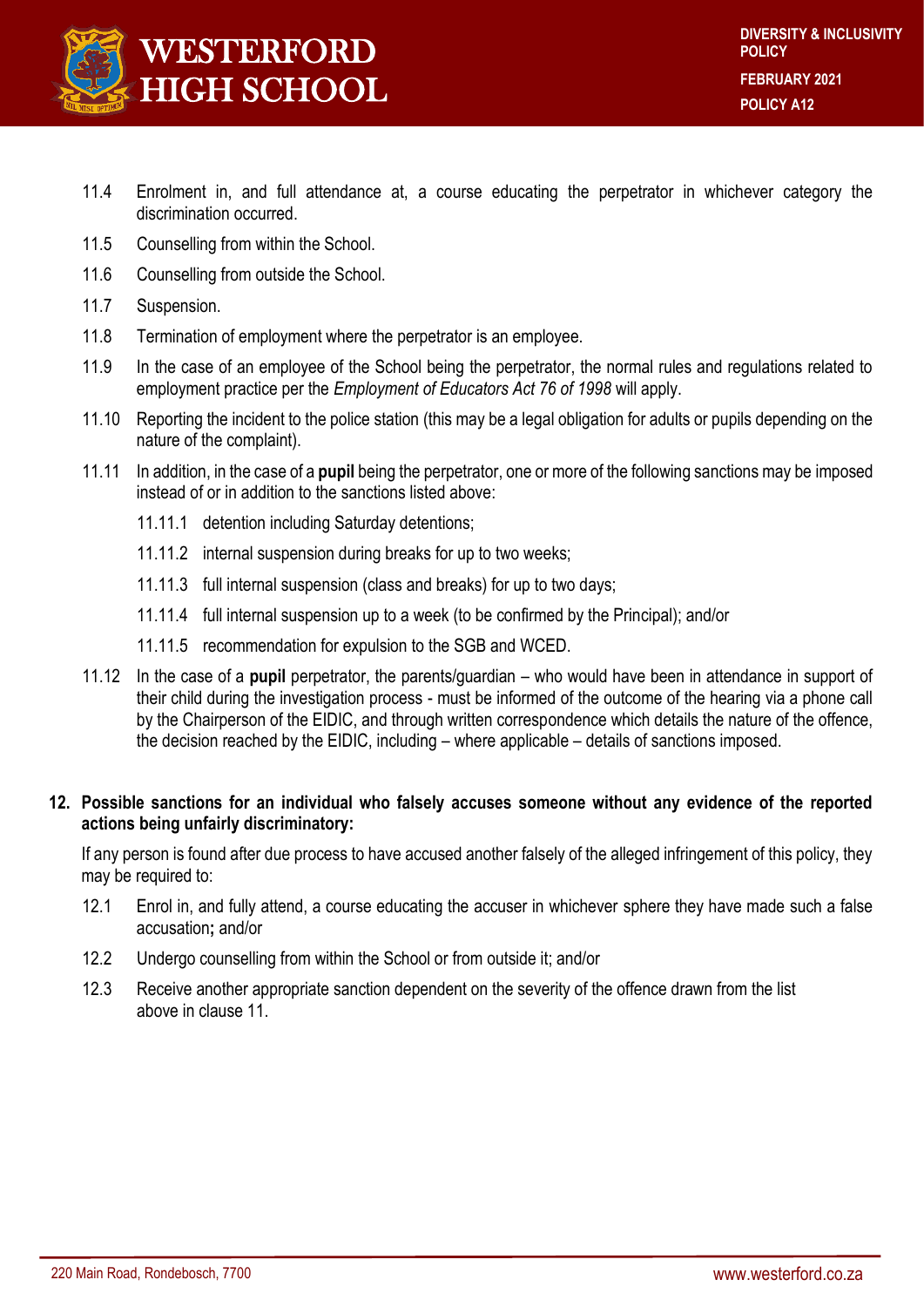11.4 Enrolment in, and full attendance at, a course educating the perpetrator in whichever category the discrimination occurred.

11.5 Counselling from within the School.

11.6 Counselling from outside the School.

11.7 Suspension.

11.8 Termination of employment where the perpetrator is an employee.

11.9 In the case of an employee of the School being the perpetrator, the normal rules and regulations related to employment practice per the *Employment of Educators Act 76 of 1998* will apply.

11.10 Reporting the incident to the police station (this may be a legal obligation for adults or pupils depending on the nature of the complaint).

11.11 In addition, in the case of a **pupil** being the perpetrator, one or more of the following sanctions may be imposed instead of or in addition to the sanctions listed above:

- 11.11.1 detention including Saturday detentions;
- 11.11.2 internal suspension during breaks for up to two weeks;
- 11.11.3 full internal suspension (class and breaks) for up to two days;
- 11.11.4 full internal suspension up to a week (to be confirmed by the Principal); and/or
- 11.11.5 recommendation for expulsion to the SGB and WCED.

11.12 In the case of a **pupil** perpetrator, the parents/guardian – who would have been in attendance in support of their child during the investigation process - must be informed of the outcome of the hearing via a phone call by the Chairperson of the EIDIC, and through written correspondence which details the nature of the offence, the decision reached by the EIDIC, including – where applicable – details of sanctions imposed.

## 12. Possible sanctions for an individual who falsely accuses someone without any evidence of the reported actions being unfairly discriminatory:

If any person is found after due process to have accused another falsely of the alleged infringement of this policy, they may be required to:

12.1 Enrol in, and fully attend, a course educating the accuser in whichever sphere they have made such a false accusation**;** and/or

12.2 Undergo counselling from within the School or from outside it; and/or

12.3 Receive another appropriate sanction dependent on the severity of the offence drawn from the list above in clause 11.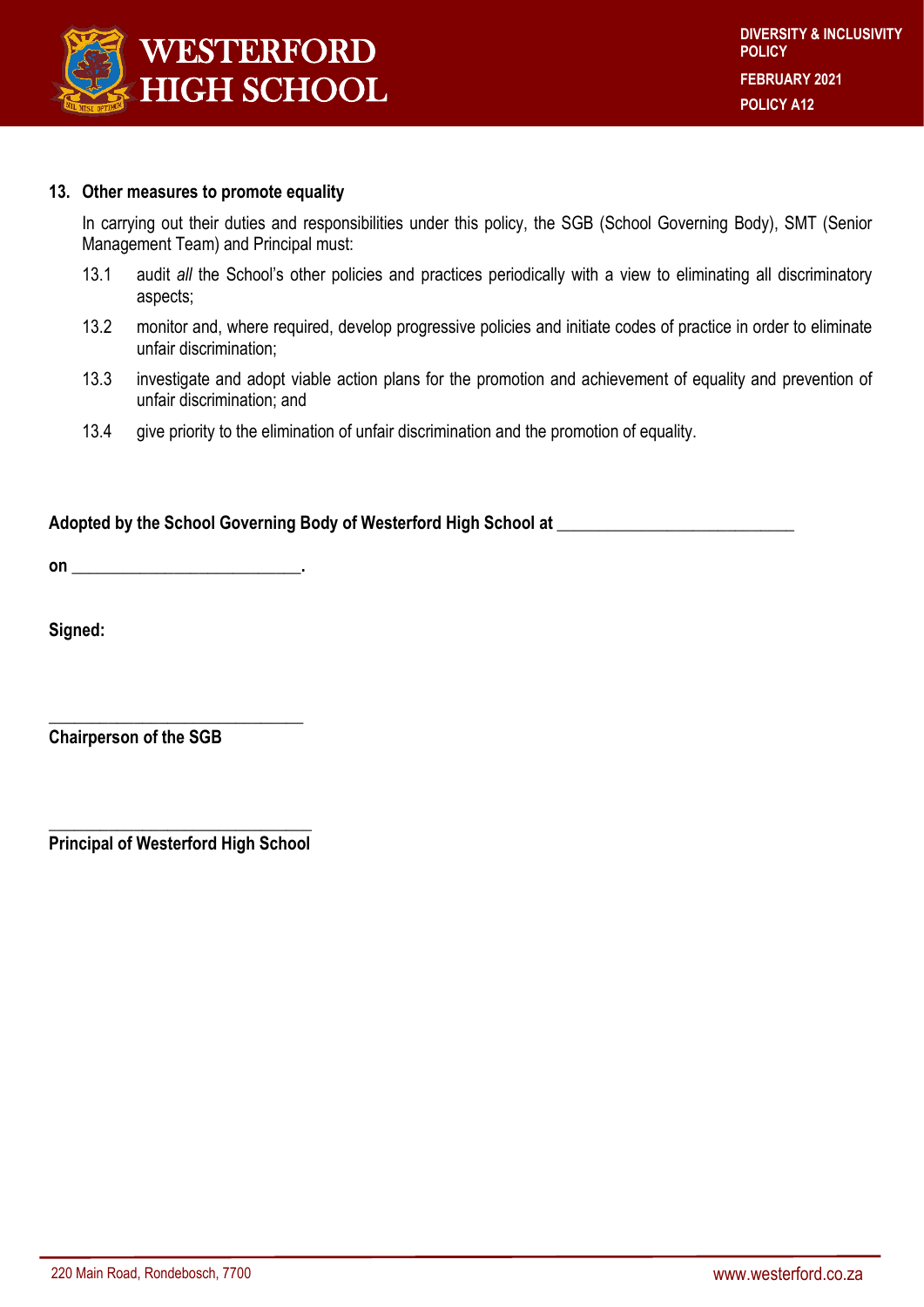## 13. Other measures to promote equality

In carrying out their duties and responsibilities under this policy, the SGB (School Governing Body), SMT (Senior Management Team) and Principal must:

13.1 audit *all* the School's other policies and practices periodically with a view to eliminating all discriminatory aspects;

13.2 monitor and, where required, develop progressive policies and initiate codes of practice in order to eliminate unfair discrimination;

13.3 investigate and adopt viable action plans for the promotion and achievement of equality and prevention of unfair discrimination; and

13.4 give priority to the elimination of unfair discrimination and the promotion of equality.

**Adopted by the School Governing Body of Westerford High School at ____________________________**

**on ___________________________.**

**Signed:**

______________________________

**Chairperson of the SGB**

______________________________

**Principal of Westerford High School**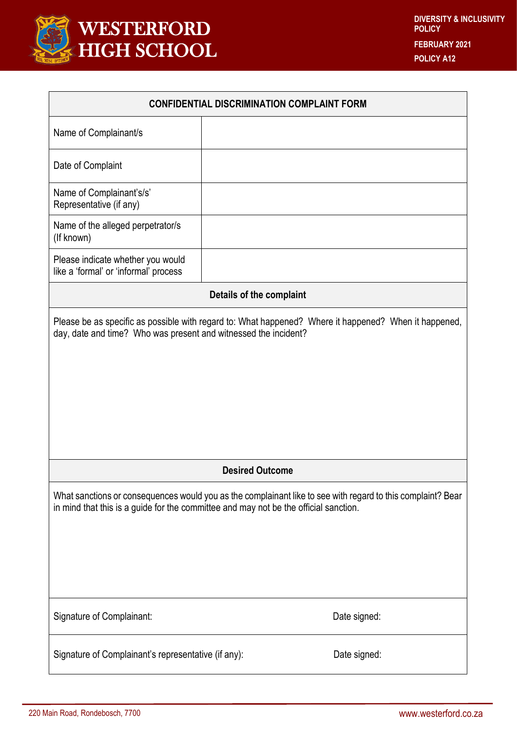| CONFIDENTIAL DISCRIMINATION COMPLAINT FORM | |
|---|---|
| Name of Complainant/s | |
| Date of Complaint | |
| Name of Complainant's/s' Representative (if any) | |
| Name of the alleged perpetrator/s (If known) | |
| Please indicate whether you would like a 'formal' or 'informal' process | |
| **Details of the complaint** | |
| Please be as specific as possible with regard to: What happened? Where it happened? When it happened, day, date and time? Who was present and witnessed the incident? | |
| **Desired Outcome** | |
| What sanctions or consequences would you as the complainant like to see with regard to this complaint? Bear in mind that this is a guide for the committee and may not be the official sanction. | |
| Signature of Complainant: | Date signed: |
| Signature of Complainant's representative (if any): | Date signed: |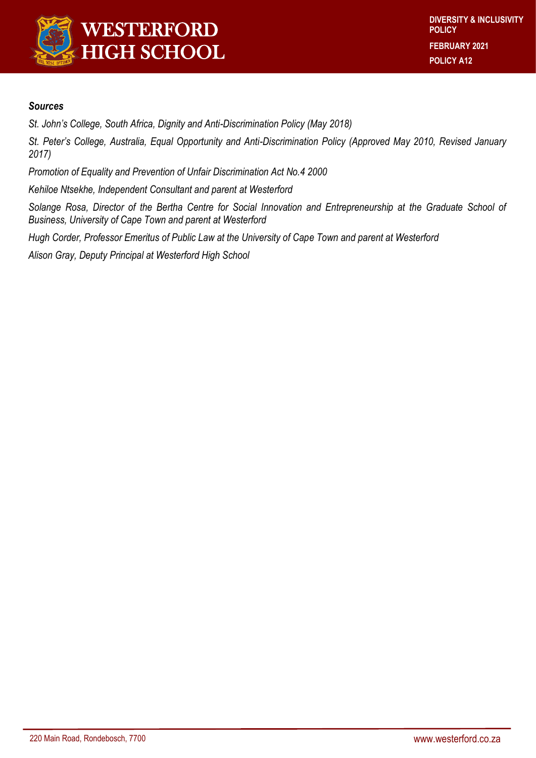***Sources***

*St. John's College, South Africa, Dignity and Anti-Discrimination Policy (May 2018)*

*St. Peter's College, Australia, Equal Opportunity and Anti-Discrimination Policy (Approved May 2010, Revised January 2017)*

*Promotion of Equality and Prevention of Unfair Discrimination Act No.4 2000*

*Kehiloe Ntsekhe, Independent Consultant and parent at Westerford*

*Solange Rosa, Director of the Bertha Centre for Social Innovation and Entrepreneurship at the Graduate School of Business, University of Cape Town and parent at Westerford*

*Hugh Corder, Professor Emeritus of Public Law at the University of Cape Town and parent at Westerford*

*Alison Gray, Deputy Principal at Westerford High School*